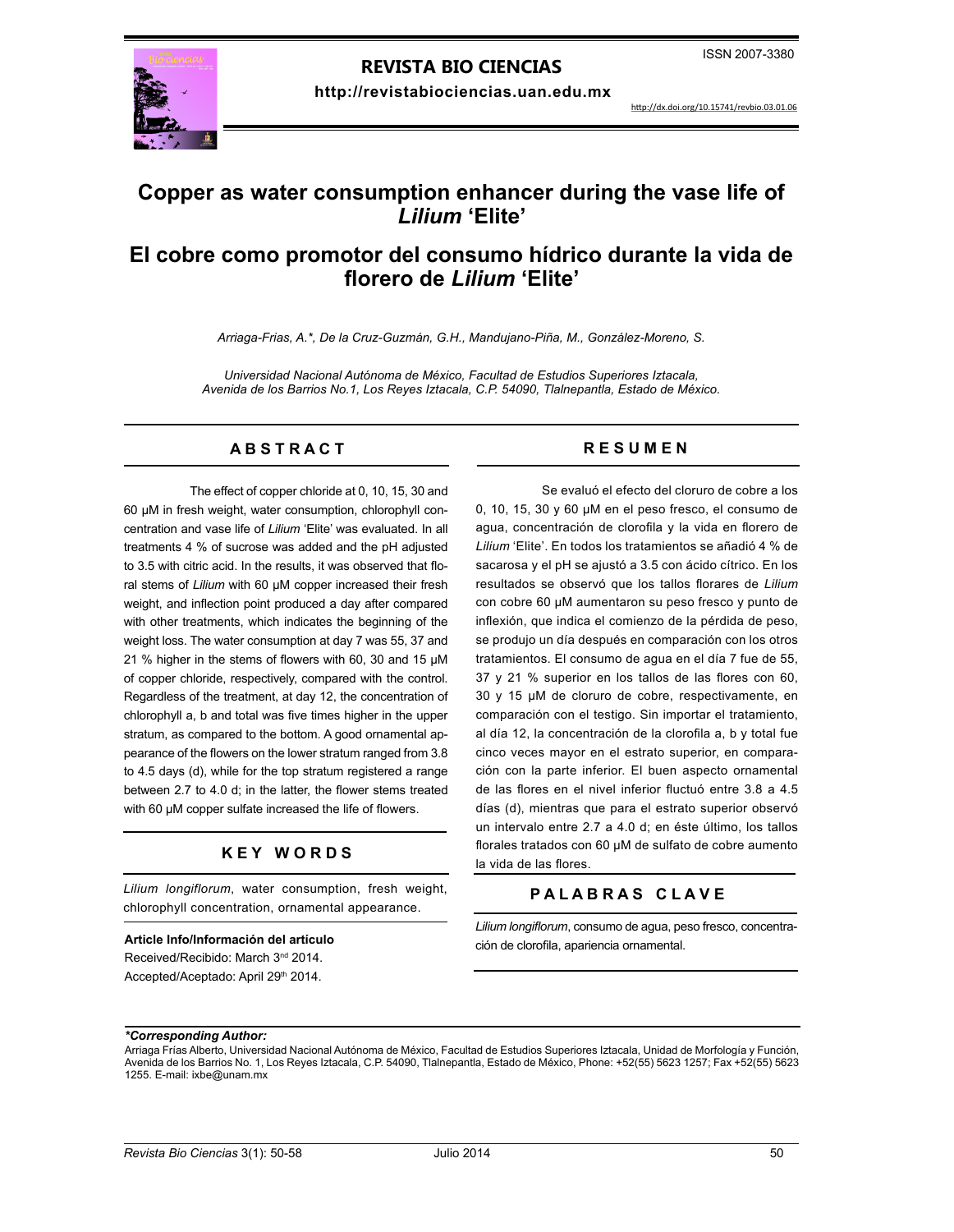ISSN 2007-3380

**REVISTA BIO CIENCIAS**

**http://revistabiociencias.uan.edu.mx**

http://dx.doi.org/10.15741/revbio.03.01.06

# Copper as water consumption enhancer during the vase life of *Lilium* 'Elite'

# El cobre como promotor del consumo hídrico durante la vida de florero de *Lilium* 'Elite'

*Arriaga-Frias, A.\*, De la Cruz-Guzmán, G.H., Mandujano-Piña, M., González-Moreno, S.*

*Universidad Nacional Autónoma de México, Facultad de Estudios Superiores Iztacala, Avenida de los Barrios No.1, Los Reyes Iztacala, C.P. 54090, Tlalnepantla, Estado de México.*

## ABSTRACT

The effect of copper chloride at 0, 10, 15, 30 and 60 μM in fresh weight, water consumption, chlorophyll concentration and vase life of *Lilium* 'Elite' was evaluated. In all treatments 4 % of sucrose was added and the pH adjusted to 3.5 with citric acid. In the results, it was observed that floral stems of *Lilium* with 60 μM copper increased their fresh weight, and inflection point produced a day after compared with other treatments, which indicates the beginning of the weight loss. The water consumption at day 7 was 55, 37 and 21 % higher in the stems of flowers with 60, 30 and 15 μM of copper chloride, respectively, compared with the control. Regardless of the treatment, at day 12, the concentration of chlorophyll a, b and total was five times higher in the upper stratum, as compared to the bottom. A good ornamental appearance of the flowers on the lower stratum ranged from 3.8 to 4.5 days (d), while for the top stratum registered a range between 2.7 to 4.0 d; in the latter, the flower stems treated with 60 μM copper sulfate increased the life of flowers.

## KEY WORDS

*Lilium longiflorum*, water consumption, fresh weight, chlorophyll concentration, ornamental appearance.

**Article Info/Información del artículo**

Received/Recibido: March 3[rd] 2014.

Accepted/Aceptado: April 29[th] 2014.

## RESUMEN

Se evaluó el efecto del cloruro de cobre a los 0, 10, 15, 30 y 60 μM en el peso fresco, el consumo de agua, concentración de clorofila y la vida en florero de *Lilium* 'Elite'. En todos los tratamientos se añadió 4 % de sacarosa y el pH se ajustó a 3.5 con ácido cítrico. En los resultados se observó que los tallos florares de *Lilium* con cobre 60 μM aumentaron su peso fresco y punto de inflexión, que indica el comienzo de la pérdida de peso, se produjo un día después en comparación con los otros tratamientos. El consumo de agua en el día 7 fue de 55, 37 y 21 % superior en los tallos de las flores con 60, 30 y 15 μM de cloruro de cobre, respectivamente, en comparación con el testigo. Sin importar el tratamiento, al día 12, la concentración de la clorofila a, b y total fue cinco veces mayor en el estrato superior, en comparación con la parte inferior. El buen aspecto ornamental de las flores en el nivel inferior fluctuó entre 3.8 a 4.5 días (d), mientras que para el estrato superior observó un intervalo entre 2.7 a 4.0 d; en éste último, los tallos florales tratados con 60 μM de sulfato de cobre aumento la vida de las flores.

## PALABRAS CLAVE

*Lilium longiflorum*, consumo de agua, peso fresco, concentración de clorofila, apariencia ornamental.

***Corresponding Author:***

Arriaga Frías Alberto, Universidad Nacional Autónoma de México, Facultad de Estudios Superiores Iztacala, Unidad de Morfología y Función, Avenida de los Barrios No. 1, Los Reyes Iztacala, C.P. 54090, Tlalnepantla, Estado de México, Phone: +52(55) 5623 1257; Fax +52(55) 5623 1255. E-mail: ixbe@unam.mx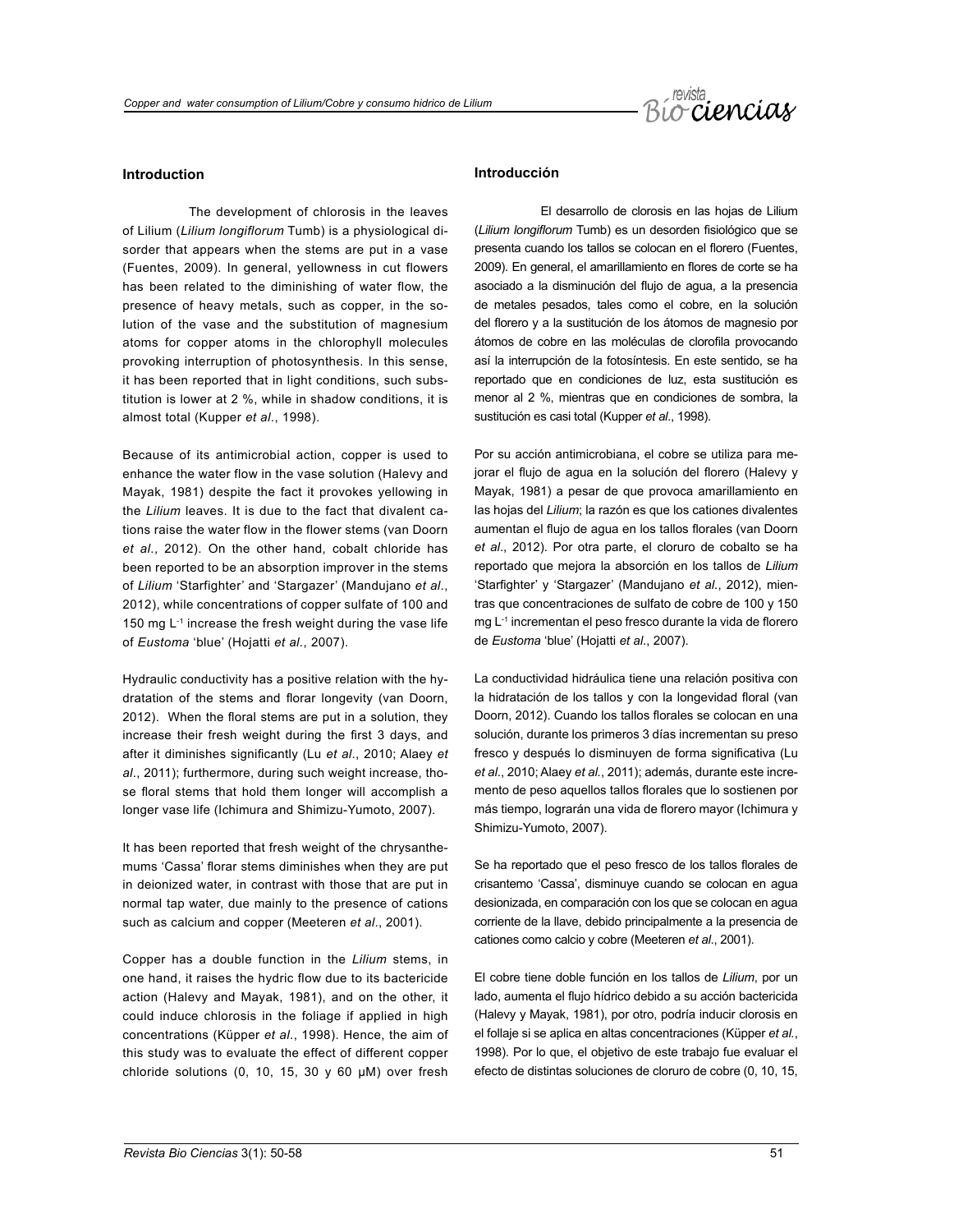## Introduction

The development of chlorosis in the leaves of Lilium (*Lilium longiflorum* Tumb) is a physiological disorder that appears when the stems are put in a vase (Fuentes, 2009). In general, yellowness in cut flowers has been related to the diminishing of water flow, the presence of heavy metals, such as copper, in the solution of the vase and the substitution of magnesium atoms for copper atoms in the chlorophyll molecules provoking interruption of photosynthesis. In this sense, it has been reported that in light conditions, such substitution is lower at 2 %, while in shadow conditions, it is almost total (Kupper *et al*., 1998).

Because of its antimicrobial action, copper is used to enhance the water flow in the vase solution (Halevy and Mayak, 1981) despite the fact it provokes yellowing in the *Lilium* leaves. It is due to the fact that divalent cations raise the water flow in the flower stems (van Doorn *et al*., 2012). On the other hand, cobalt chloride has been reported to be an absorption improver in the stems of *Lilium* 'Starfighter' and 'Stargazer' (Mandujano *et al*., 2012), while concentrations of copper sulfate of 100 and 150 mg $L^{-1}$ increase the fresh weight during the vase life of *Eustoma* 'blue' (Hojatti *et al*., 2007).

Hydraulic conductivity has a positive relation with the hydratation of the stems and florar longevity (van Doorn, 2012). When the floral stems are put in a solution, they increase their fresh weight during the first 3 days, and after it diminishes significantly (Lu *et al*., 2010; Alaey *et al*., 2011); furthermore, during such weight increase, those floral stems that hold them longer will accomplish a longer vase life (Ichimura and Shimizu-Yumoto, 2007).

It has been reported that fresh weight of the chrysanthemums 'Cassa' florar stems diminishes when they are put in deionized water, in contrast with those that are put in normal tap water, due mainly to the presence of cations such as calcium and copper (Meeteren *et al*., 2001).

Copper has a double function in the *Lilium* stems, in one hand, it raises the hydric flow due to its bactericide action (Halevy and Mayak, 1981), and on the other, it could induce chlorosis in the foliage if applied in high concentrations (Küpper *et al*., 1998). Hence, the aim of this study was to evaluate the effect of different copper chloride solutions (0, 10, 15, 30 y 60 μM) over fresh

## Introducción

El desarrollo de clorosis en las hojas de Lilium (*Lilium longiflorum* Tumb) es un desorden fisiológico que se presenta cuando los tallos se colocan en el florero (Fuentes, 2009). En general, el amarillamiento en flores de corte se ha asociado a la disminución del flujo de agua, a la presencia de metales pesados, tales como el cobre, en la solución del florero y a la sustitución de los átomos de magnesio por átomos de cobre en las moléculas de clorofila provocando así la interrupción de la fotosíntesis. En este sentido, se ha reportado que en condiciones de luz, esta sustitución es menor al 2 %, mientras que en condiciones de sombra, la sustitución es casi total (Kupper *et al*., 1998).

Por su acción antimicrobiana, el cobre se utiliza para mejorar el flujo de agua en la solución del florero (Halevy y Mayak, 1981) a pesar de que provoca amarillamiento en las hojas del *Lilium*; la razón es que los cationes divalentes aumentan el flujo de agua en los tallos florales (van Doorn *et al*., 2012). Por otra parte, el cloruro de cobalto se ha reportado que mejora la absorción en los tallos de *Lilium* 'Starfighter' y 'Stargazer' (Mandujano *et al*., 2012), mientras que concentraciones de sulfato de cobre de 100 y 150 mg $L^{-1}$ incrementan el peso fresco durante la vida de florero de *Eustoma* 'blue' (Hojatti *et al*., 2007).

La conductividad hidráulica tiene una relación positiva con la hidratación de los tallos y con la longevidad floral (van Doorn, 2012). Cuando los tallos florales se colocan en una solución, durante los primeros 3 días incrementan su preso fresco y después lo disminuyen de forma significativa (Lu *et al*., 2010; Alaey *et al*., 2011); además, durante este incremento de peso aquellos tallos florales que lo sostienen por más tiempo, lograrán una vida de florero mayor (Ichimura y Shimizu-Yumoto, 2007).

Se ha reportado que el peso fresco de los tallos florales de crisantemo 'Cassa', disminuye cuando se colocan en agua desionizada, en comparación con los que se colocan en agua corriente de la llave, debido principalmente a la presencia de cationes como calcio y cobre (Meeteren *et al*., 2001).

El cobre tiene doble función en los tallos de *Lilium*, por un lado, aumenta el flujo hídrico debido a su acción bactericida (Halevy y Mayak, 1981), por otro, podría inducir clorosis en el follaje si se aplica en altas concentraciones (Küpper *et al.*, 1998). Por lo que, el objetivo de este trabajo fue evaluar el efecto de distintas soluciones de cloruro de cobre (0, 10, 15,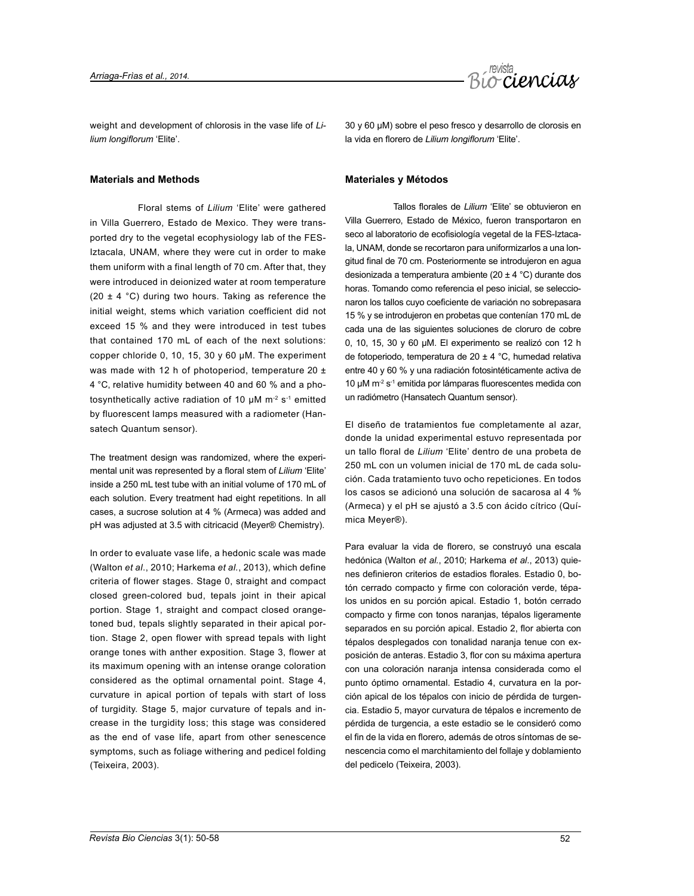weight and development of chlorosis in the vase life of *Lilium longiflorum* 'Elite'.

## Materials and Methods

Floral stems of *Lilium* 'Elite' were gathered in Villa Guerrero, Estado de Mexico. They were transported dry to the vegetal ecophysiology lab of the FES-Iztacala, UNAM, where they were cut in order to make them uniform with a final length of 70 cm. After that, they were introduced in deionized water at room temperature (20 ± 4 °C) during two hours. Taking as reference the initial weight, stems which variation coefficient did not exceed 15 % and they were introduced in test tubes that contained 170 mL of each of the next solutions: copper chloride 0, 10, 15, 30 y 60 μM. The experiment was made with 12 h of photoperiod, temperature 20 ± 4 °C, relative humidity between 40 and 60 % and a photosynthetically active radiation of 10 μM $m^{-2}$ $s^{-1}$ emitted by fluorescent lamps measured with a radiometer (Hansatech Quantum sensor).

The treatment design was randomized, where the experimental unit was represented by a floral stem of *Lilium* 'Elite' inside a 250 mL test tube with an initial volume of 170 mL of each solution. Every treatment had eight repetitions. In all cases, a sucrose solution at 4 % (Armeca) was added and pH was adjusted at 3.5 with citricacid (Meyer® Chemistry).

In order to evaluate vase life, a hedonic scale was made (Walton *et al.*, 2010; Harkema *et al.*, 2013), which define criteria of flower stages. Stage 0, straight and compact closed green-colored bud, tepals joint in their apical portion. Stage 1, straight and compact closed orange-toned bud, tepals slightly separated in their apical portion. Stage 2, open flower with spread tepals with light orange tones with anther exposition. Stage 3, flower at its maximum opening with an intense orange coloration considered as the optimal ornamental point. Stage 4, curvature in apical portion of tepals with start of loss of turgidity. Stage 5, major curvature of tepals and increase in the turgidity loss; this stage was considered as the end of vase life, apart from other senescence symptoms, such as foliage withering and pedicel folding (Teixeira, 2003).

30 y 60 μM) sobre el peso fresco y desarrollo de clorosis en la vida en florero de *Lilium longiflorum* 'Elite'.

## Materiales y Métodos

Tallos florales de *Lilium* 'Elite' se obtuvieron en Villa Guerrero, Estado de México, fueron transportaron en seco al laboratorio de ecofisiología vegetal de la FES-Iztacala, UNAM, donde se recortaron para uniformizarlos a una longitud final de 70 cm. Posteriormente se introdujeron en agua desionizada a temperatura ambiente (20 ± 4 °C) durante dos horas. Tomando como referencia el peso inicial, se seleccionaron los tallos cuyo coeficiente de variación no sobrepasara 15 % y se introdujeron en probetas que contenían 170 mL de cada una de las siguientes soluciones de cloruro de cobre 0, 10, 15, 30 y 60 μM. El experimento se realizó con 12 h de fotoperiodo, temperatura de 20 ± 4 °C, humedad relativa entre 40 y 60 % y una radiación fotosintéticamente activa de 10 μM $m^{-2}$ $s^{-1}$ emitida por lámparas fluorescentes medida con un radiómetro (Hansatech Quantum sensor).

El diseño de tratamientos fue completamente al azar, donde la unidad experimental estuvo representada por un tallo floral de *Lilium* 'Elite' dentro de una probeta de 250 mL con un volumen inicial de 170 mL de cada solución. Cada tratamiento tuvo ocho repeticiones. En todos los casos se adicionó una solución de sacarosa al 4 % (Armeca) y el pH se ajustó a 3.5 con ácido cítrico (Química Meyer®).

Para evaluar la vida de florero, se construyó una escala hedónica (Walton *et al.*, 2010; Harkema *et al.*, 2013) quienes definieron criterios de estadios florales. Estadio 0, botón cerrado compacto y firme con coloración verde, tépalos unidos en su porción apical. Estadio 1, botón cerrado compacto y firme con tonos naranjas, tépalos ligeramente separados en su porción apical. Estadio 2, flor abierta con tépalos desplegados con tonalidad naranja tenue con exposición de anteras. Estadio 3, flor con su máxima apertura con una coloración naranja intensa considerada como el punto óptimo ornamental. Estadio 4, curvatura en la porción apical de los tépalos con inicio de pérdida de turgencia. Estadio 5, mayor curvatura de tépalos e incremento de pérdida de turgencia, a este estadio se le consideró como el fin de la vida en florero, además de otros síntomas de senescencia como el marchitamiento del follaje y doblamiento del pedicelo (Teixeira, 2003).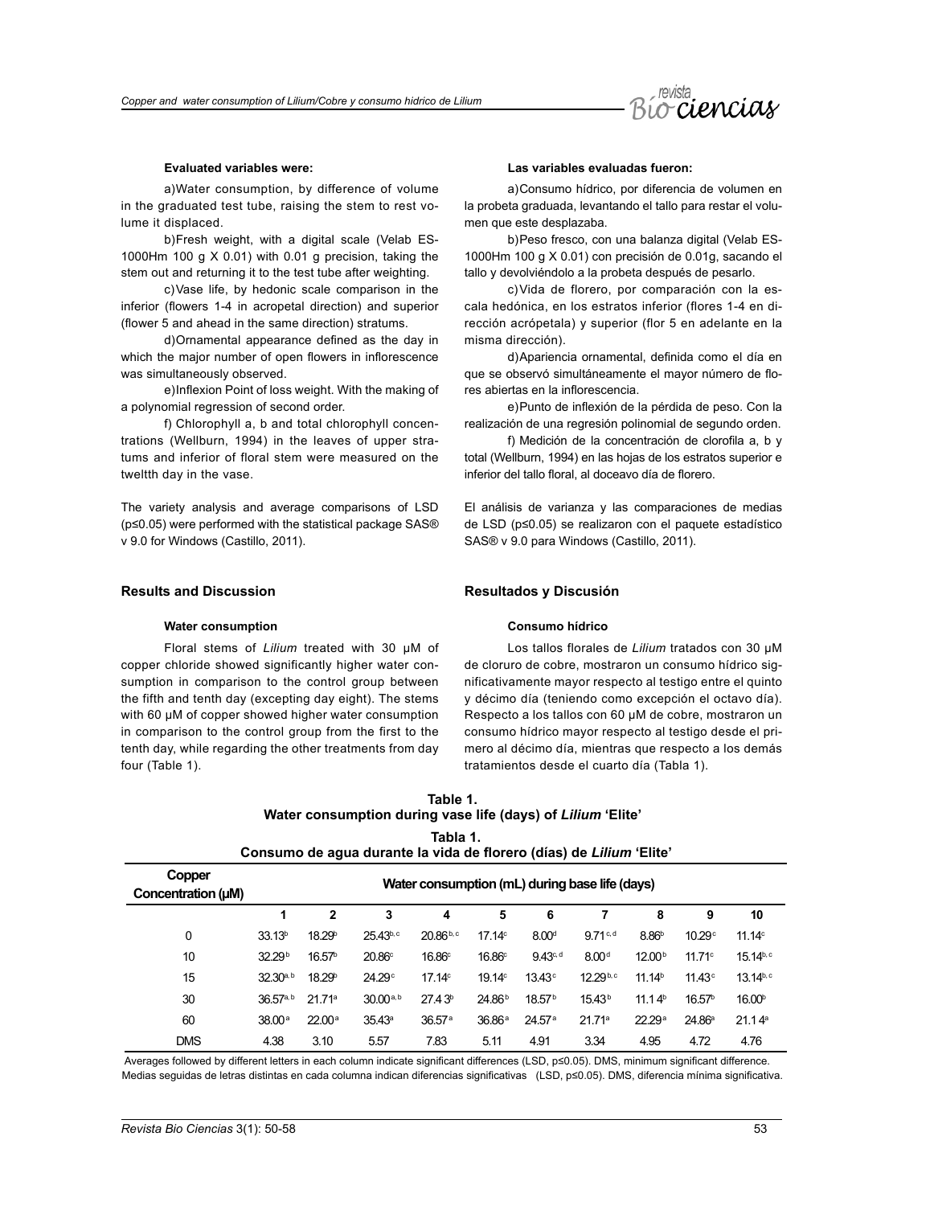**Evaluated variables were:**

a) Water consumption, by difference of volume in the graduated test tube, raising the stem to rest volume it displaced.

b) Fresh weight, with a digital scale (Velab ES-1000Hm 100 g X 0.01) with 0.01 g precision, taking the stem out and returning it to the test tube after weighting.

c) Vase life, by hedonic scale comparison in the inferior (flowers 1-4 in acropetal direction) and superior (flower 5 and ahead in the same direction) stratums.

d) Ornamental appearance defined as the day in which the major number of open flowers in inflorescence was simultaneously observed.

e) Inflexion Point of loss weight. With the making of a polynomial regression of second order.

f) Chlorophyll a, b and total chlorophyll concentrations (Wellburn, 1994) in the leaves of upper stratums and inferior of floral stem were measured on the twelfth day in the vase.

The variety analysis and average comparisons of LSD ($p≤0.05$) were performed with the statistical package SAS® v 9.0 for Windows (Castillo, 2011).

**Las variables evaluadas fueron:**

a) Consumo hídrico, por diferencia de volumen en la probeta graduada, levantando el tallo para restar el volumen que este desplazaba.

b) Peso fresco, con una balanza digital (Velab ES-1000Hm 100 g X 0.01) con precisión de 0.01g, sacando el tallo y devolviéndolo a la probeta después de pesarlo.

c) Vida de florero, por comparación con la escala hedónica, en los estratos inferior (flores 1-4 en dirección acrópetala) y superior (flor 5 en adelante en la misma dirección).

d) Apariencia ornamental, definida como el día en que se observó simultáneamente el mayor número de flores abiertas en la inflorescencia.

e) Punto de inflexión de la pérdida de peso. Con la realización de una regresión polinomial de segundo orden.

f) Medición de la concentración de clorofila a, b y total (Wellburn, 1994) en las hojas de los estratos superior e inferior del tallo floral, al doceavo día de florero.

El análisis de varianza y las comparaciones de medias de LSD ($p≤0.05$) se realizaron con el paquete estadístico SAS® v 9.0 para Windows (Castillo, 2011).

## Results and Discussion

### Water consumption

Floral stems of *Lilium* treated with 30 μM of copper chloride showed significantly higher water consumption in comparison to the control group between the fifth and tenth day (excepting day eight). The stems with 60 μM of copper showed higher water consumption in comparison to the control group from the first to the tenth day, while regarding the other treatments from day four (Table 1).

## Resultados y Discusión

### Consumo hídrico

Los tallos florales de *Lilium* tratados con 30 μM de cloruro de cobre, mostraron un consumo hídrico significativamente mayor respecto al testigo entre el quinto y décimo día (teniendo como excepción el octavo día). Respecto a los tallos con 60 μM de cobre, mostraron un consumo hídrico mayor respecto al testigo desde el primero al décimo día, mientras que respecto a los demás tratamientos desde el cuarto día (Tabla 1).

**Table 1.**
**Water consumption during vase life (days) of *Lilium* 'Elite'**

**Tabla 1.**
**Consumo de agua durante la vida de florero (días) de *Lilium* 'Elite'**

| Copper Concentration (μM) | Water consumption (mL) during base life (days) | | | | | | | | | |
|---|---|---|---|---|---|---|---|---|---|---|
| | 1 | 2 | 3 | 4 | 5 | 6 | 7 | 8 | 9 | 10 |
| 0 | 33.13$^{b}$ | 18.29$^{b}$ | 25.43$^{b,c}$ | 20.86$^{b,c}$ | 17.14$^{c}$ | 8.00$^{d}$ | 9.71$^{c,d}$ | 8.86$^{b}$ | 10.29$^{c}$ | 11.14$^{c}$ |
| 10 | 32.29$^{b}$ | 16.57$^{b}$ | 20.86$^{c}$ | 16.86$^{c}$ | 16.86$^{c}$ | 9.43$^{c,d}$ | 8.00$^{d}$ | 12.00$^{b}$ | 11.71$^{c}$ | 15.14$^{b,c}$ |
| 15 | 32.30$^{a,b}$ | 18.29$^{b}$ | 24.29$^{c}$ | 17.14$^{c}$ | 19.14$^{c}$ | 13.43$^{c}$ | 12.29$^{b,c}$ | 11.14$^{b}$ | 11.43$^{c}$ | 13.14$^{b,c}$ |
| 30 | 36.57$^{a,b}$ | 21.71$^{a}$ | 30.00$^{a,b}$ | 27.4 3$^{b}$ | 24.86$^{b}$ | 18.57$^{b}$ | 15.43$^{b}$ | 11.1 4$^{b}$ | 16.57$^{b}$ | 16.00$^{b}$ |
| 60 | 38.00$^{a}$ | 22.00$^{a}$ | 35.43$^{a}$ | 36.57$^{a}$ | 36.86$^{a}$ | 24.57$^{a}$ | 21.71$^{a}$ | 22.29$^{a}$ | 24.86$^{a}$ | 21.1 4$^{a}$ |
| DMS | 4.38 | 3.10 | 5.57 | 7.83 | 5.11 | 4.91 | 3.34 | 4.95 | 4.72 | 4.76 |

Averages followed by different letters in each column indicate significant differences (LSD, $p≤0.05$). DMS, minimum significant difference.
Medias seguidas de letras distintas en cada columna indican diferencias significativas (LSD, $p≤0.05$). DMS, diferencia mínima significativa.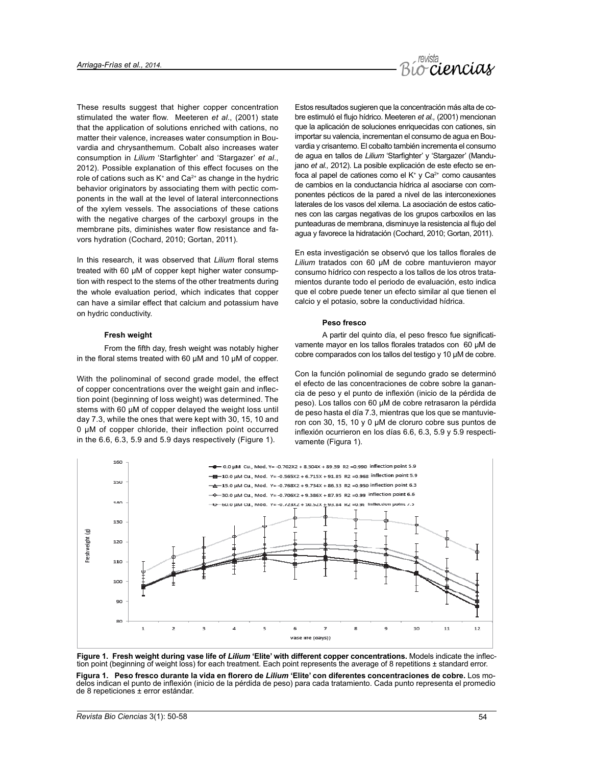These results suggest that higher copper concentration stimulated the water flow. Meeteren *et al*., (2001) state that the application of solutions enriched with cations, no matter their valence, increases water consumption in Bouvardia and chrysanthemum. Cobalt also increases water consumption in *Lilium* 'Starfighter' and 'Stargazer' *et al*., 2012). Possible explanation of this effect focuses on the role of cations such as $K^+$ and $Ca^{2+}$ as change in the hydric behavior originators by associating them with pectic components in the wall at the level of lateral interconnections of the xylem vessels. The associations of these cations with the negative charges of the carboxyl groups in the membrane pits, diminishes water flow resistance and favors hydration (Cochard, 2010; Gortan, 2011).

In this research, it was observed that *Lilium* floral stems treated with 60 µM of copper kept higher water consumption with respect to the stems of the other treatments during the whole evaluation period, which indicates that copper can have a similar effect that calcium and potassium have on hydric conductivity.

### Fresh weight

From the fifth day, fresh weight was notably higher in the floral stems treated with 60 µM and 10 µM of copper.

With the polinominal of second grade model, the effect of copper concentrations over the weight gain and inflection point (beginning of loss weight) was determined. The stems with 60 µM of copper delayed the weight loss until day 7.3, while the ones that were kept with 30, 15, 10 and 0 µM of copper chloride, their inflection point occurred in the 6.6, 6.3, 5.9 and 5.9 days respectively (Figure 1).

Estos resultados sugieren que la concentración más alta de cobre estimuló el flujo hídrico. Meeteren *et al.,* (2001) mencionan que la aplicación de soluciones enriquecidas con cationes, sin importar su valencia, incrementan el consumo de agua en Bouvardia y crisantemo. El cobalto también incrementa el consumo de agua en tallos de *Lilium* 'Starfighter' y 'Stargazer' (Mandujano *et al.,* 2012). La posible explicación de este efecto se enfoca al papel de cationes como el $K^+$ y $Ca^{2+}$ como causantes de cambios en la conductancia hídrica al asociarse con componentes pécticos de la pared a nivel de las interconexiones laterales de los vasos del xilema. La asociación de estos cationes con las cargas negativas de los grupos carboxilos en las punteaduras de membrana, disminuye la resistencia al flujo del agua y favorece la hidratación (Cochard, 2010; Gortan, 2011).

En esta investigación se observó que los tallos florales de *Lilium* tratados con 60 µM de cobre mantuvieron mayor consumo hídrico con respecto a los tallos de los otros tratamientos durante todo el periodo de evaluación, esto indica que el cobre puede tener un efecto similar al que tienen el calcio y el potasio, sobre la conductividad hídrica.

### Peso fresco

A partir del quinto día, el peso fresco fue significativamente mayor en los tallos florales tratados con 60 µM de cobre comparados con los tallos del testigo y 10 µM de cobre.

Con la función polinomial de segundo grado se determinó el efecto de las concentraciones de cobre sobre la ganancia de peso y el punto de inflexión (inicio de la pérdida de peso). Los tallos con 60 µM de cobre retrasaron la pérdida de peso hasta el día 7.3, mientras que los que se mantuvieron con 30, 15, 10 y 0 µM de cloruro cobre sus puntos de inflexión ocurrieron en los días 6.6, 6.3, 5.9 y 5.9 respectivamente (Figura 1).

**Figure 1. Fresh weight during vase life of *Lilium* 'Elite' with different copper concentrations.** Models indicate the inflection point (beginning of weight loss) for each treatment. Each point represents the average of 8 repetitions ± standard error.

**Figura 1. Peso fresco durante la vida en florero de *Lilium* 'Elite' con diferentes concentraciones de cobre.** Los modelos indican el punto de inflexión (inicio de la pérdida de peso) para cada tratamiento. Cada punto representa el promedio de 8 repeticiones ± error estándar.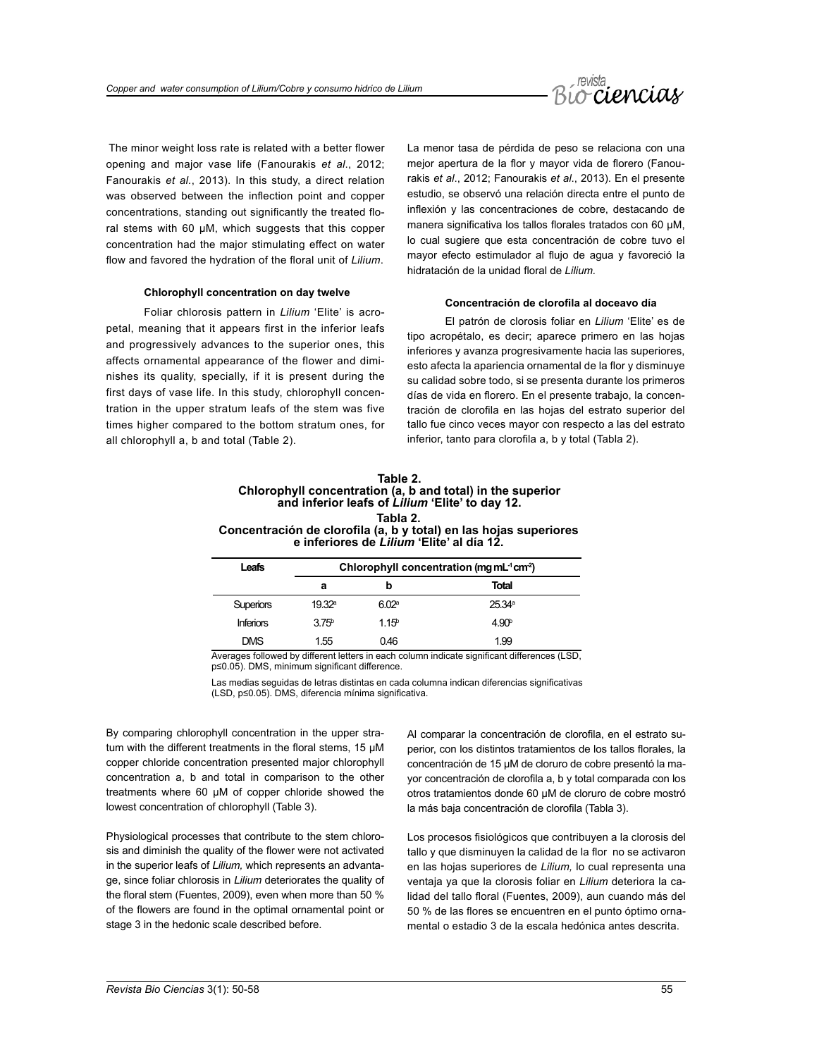The minor weight loss rate is related with a better flower opening and major vase life (Fanourakis *et al*., 2012; Fanourakis *et al*., 2013). In this study, a direct relation was observed between the inflection point and copper concentrations, standing out significantly the treated floral stems with 60 μM, which suggests that this copper concentration had the major stimulating effect on water flow and favored the hydration of the floral unit of *Lilium*.

#### Chlorophyll concentration on day twelve

Foliar chlorosis pattern in *Lilium* 'Elite' is acropetal, meaning that it appears first in the inferior leafs and progressively advances to the superior ones, this affects ornamental appearance of the flower and diminishes its quality, specially, if it is present during the first days of vase life. In this study, chlorophyll concentration in the upper stratum leafs of the stem was five times higher compared to the bottom stratum ones, for all chlorophyll a, b and total (Table 2).

La menor tasa de pérdida de peso se relaciona con una mejor apertura de la flor y mayor vida de florero (Fanourakis *et al*., 2012; Fanourakis *et al*., 2013). En el presente estudio, se observó una relación directa entre el punto de inflexión y las concentraciones de cobre, destacando de manera significativa los tallos florales tratados con 60 μM, lo cual sugiere que esta concentración de cobre tuvo el mayor efecto estimulador al flujo de agua y favoreció la hidratación de la unidad floral de *Lilium*.

#### Concentración de clorofila al doceavo día

El patrón de clorosis foliar en *Lilium* 'Elite' es de tipo acropétalo, es decir; aparece primero en las hojas inferiores y avanza progresivamente hacia las superiores, esto afecta la apariencia ornamental de la flor y disminuye su calidad sobre todo, si se presenta durante los primeros días de vida en florero. En el presente trabajo, la concentración de clorofila en las hojas del estrato superior del tallo fue cinco veces mayor con respecto a las del estrato inferior, tanto para clorofila a, b y total (Tabla 2).

**Table 2.**
**Chlorophyll concentration (a, b and total) in the superior and inferior leafs of *Lilium* 'Elite' to day 12.**

**Tabla 2.**
**Concentración de clorofila (a, b y total) en las hojas superiores e inferiores de *Lilium* 'Elite' al día 12.**

| Leafs | Chlorophyll concentration (mg $mL^{-1}$ $cm^{-2}$) | | |
|---|---|---|---|
| | a | b | Total |
| Superiors | $19.32^{a}$ | $6.02^{a}$ | $25.34^{a}$ |
| Inferiors | $3.75^{b}$ | $1.15^{b}$ | $4.90^{b}$ |
| DMS | 1.55 | 0.46 | 1.99 |

Averages followed by different letters in each column indicate significant differences (LSD, $p \leq 0.05$). DMS, minimum significant difference.

Las medias seguidas de letras distintas en cada columna indican diferencias significativas (LSD, $p \leq 0.05$). DMS, diferencia mínima significativa.

By comparing chlorophyll concentration in the upper stratum with the different treatments in the floral stems, 15 μM copper chloride concentration presented major chlorophyll concentration a, b and total in comparison to the other treatments where 60 μM of copper chloride showed the lowest concentration of chlorophyll (Table 3).

Physiological processes that contribute to the stem chlorosis and diminish the quality of the flower were not activated in the superior leafs of *Lilium,* which represents an advantage, since foliar chlorosis in *Lilium* deteriorates the quality of the floral stem (Fuentes, 2009), even when more than 50 % of the flowers are found in the optimal ornamental point or stage 3 in the hedonic scale described before.

Al comparar la concentración de clorofila, en el estrato superior, con los distintos tratamientos de los tallos florales, la concentración de 15 μM de cloruro de cobre presentó la mayor concentración de clorofila a, b y total comparada con los otros tratamientos donde 60 μM de cloruro de cobre mostró la más baja concentración de clorofila (Tabla 3).

Los procesos fisiológicos que contribuyen a la clorosis del tallo y que disminuyen la calidad de la flor no se activaron en las hojas superiores de *Lilium,* lo cual representa una ventaja ya que la clorosis foliar en *Lilium* deteriora la calidad del tallo floral (Fuentes, 2009), aun cuando más del 50 % de las flores se encuentren en el punto óptimo ornamental o estadio 3 de la escala hedónica antes descrita.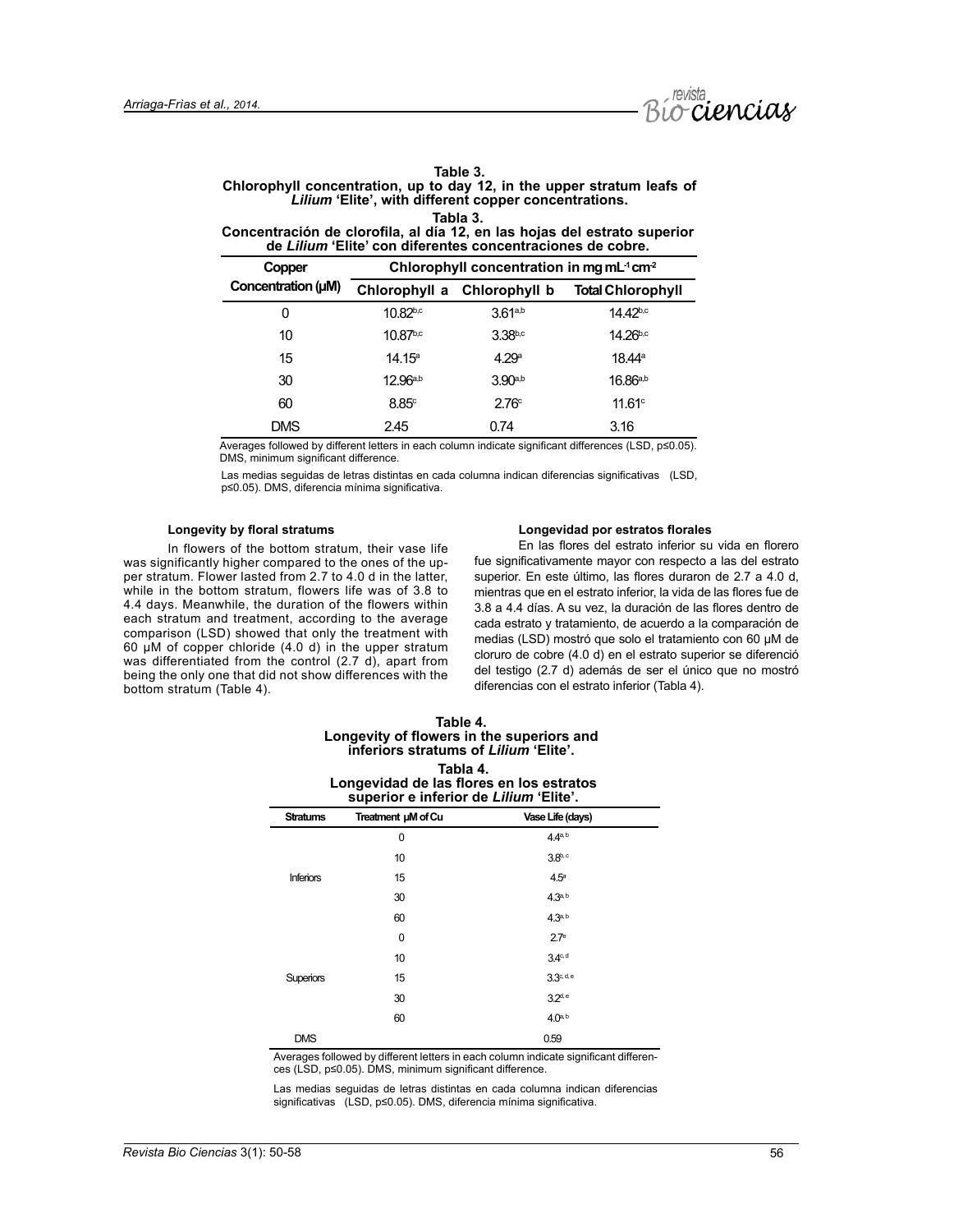**Table 3.**
**Chlorophyll concentration, up to day 12, in the upper stratum leafs of *Lilium* 'Elite', with different copper concentrations.**

**Tabla 3.**
**Concentración de clorofila, al día 12, en las hojas del estrato superior de *Lilium* 'Elite' con diferentes concentraciones de cobre.**

| Copper Concentration (µM) | Chlorophyll concentration in mg mL$^{-1}$ cm$^{-2}$ | | |
|---|---|---|---|
| | Chlorophyll a | Chlorophyll b | Total Chlorophyll |
| 0 | 10.82$^{b,c}$ | 3.61$^{a,b}$ | 14.42$^{b,c}$ |
| 10 | 10.87$^{b,c}$ | 3.38$^{b,c}$ | 14.26$^{b,c}$ |
| 15 | 14.15$^{a}$ | 4.29$^{a}$ | 18.44$^{a}$ |
| 30 | 12.96$^{a,b}$ | 3.90$^{a,b}$ | 16.86$^{a,b}$ |
| 60 | 8.85$^{c}$ | 2.76$^{c}$ | 11.61$^{c}$ |
| DMS | 2.45 | 0.74 | 3.16 |

Averages followed by different letters in each column indicate significant differences (LSD, p≤0.05). DMS, minimum significant difference.

Las medias seguidas de letras distintas en cada columna indican diferencias significativas (LSD, p≤0.05). DMS, diferencia mínima significativa.

#### Longevity by floral stratums

In flowers of the bottom stratum, their vase life was significantly higher compared to the ones of the upper stratum. Flower lasted from 2.7 to 4.0 d in the latter, while in the bottom stratum, flowers life was of 3.8 to 4.4 days. Meanwhile, the duration of the flowers within each stratum and treatment, according to the average comparison (LSD) showed that only the treatment with 60 µM of copper chloride (4.0 d) in the upper stratum was differentiated from the control (2.7 d), apart from being the only one that did not show differences with the bottom stratum (Table 4).

#### Longevidad por estratos florales

En las flores del estrato inferior su vida en florero fue significativamente mayor con respecto a las del estrato superior. En este último, las flores duraron de 2.7 a 4.0 d, mientras que en el estrato inferior, la vida de las flores fue de 3.8 a 4.4 días. A su vez, la duración de las flores dentro de cada estrato y tratamiento, de acuerdo a la comparación de medias (LSD) mostró que solo el tratamiento con 60 µM de cloruro de cobre (4.0 d) en el estrato superior se diferenció del testigo (2.7 d) además de ser el único que no mostró diferencias con el estrato inferior (Tabla 4).

**Table 4.**
**Longevity of flowers in the superiors and inferiors stratums of *Lilium* 'Elite'.**

**Tabla 4.**
**Longevidad de las flores en los estratos superior e inferior de *Lilium* 'Elite'.**

| Stratums | Treatment µM of Cu | Vase Life (days) |
|---|---|---|
| Inferiors | 0 | 4.4$^{a,b}$ |
| | 10 | 3.8$^{b,c}$ |
| | 15 | 4.5$^{a}$ |
| | 30 | 4.3$^{a,b}$ |
| | 60 | 4.3$^{a,b}$ |
| Superiors | 0 | 2.7$^{e}$ |
| | 10 | 3.4$^{c,d}$ |
| | 15 | 3.3$^{c,d,e}$ |
| | 30 | 3.2$^{d,e}$ |
| | 60 | 4.0$^{a,b}$ |
| DMS | | 0.59 |

Averages followed by different letters in each column indicate significant differences (LSD, p≤0.05). DMS, minimum significant difference.

Las medias seguidas de letras distintas en cada columna indican diferencias significativas (LSD, p≤0.05). DMS, diferencia mínima significativa.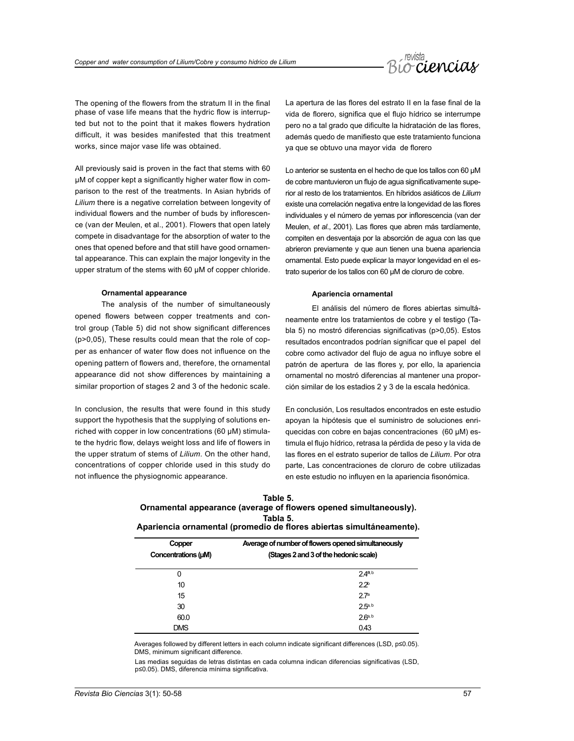The opening of the flowers from the stratum II in the final phase of vase life means that the hydric flow is interrupted but not to the point that it makes flowers hydration difficult, it was besides manifested that this treatment works, since major vase life was obtained.

All previously said is proven in the fact that stems with 60 μM of copper kept a significantly higher water flow in comparison to the rest of the treatments. In Asian hybrids of *Lilium* there is a negative correlation between longevity of individual flowers and the number of buds by inflorescence (van der Meulen, et al., 2001). Flowers that open lately compete in disadvantage for the absorption of water to the ones that opened before and that still have good ornamental appearance. This can explain the major longevity in the upper stratum of the stems with 60 μM of copper chloride.

#### Ornamental appearance

The analysis of the number of simultaneously opened flowers between copper treatments and control group (Table 5) did not show significant differences (p>0,05), These results could mean that the role of copper as enhancer of water flow does not influence on the opening pattern of flowers and, therefore, the ornamental appearance did not show differences by maintaining a similar proportion of stages 2 and 3 of the hedonic scale.

In conclusion, the results that were found in this study support the hypothesis that the supplying of solutions enriched with copper in low concentrations (60 μM) stimulate the hydric flow, delays weight loss and life of flowers in the upper stratum of stems of *Lilium*. On the other hand, concentrations of copper chloride used in this study do not influence the physiognomic appearance.

La apertura de las flores del estrato II en la fase final de la vida de florero, significa que el flujo hídrico se interrumpe pero no a tal grado que dificulte la hidratación de las flores, además quedo de manifiesto que este tratamiento funciona ya que se obtuvo una mayor vida de florero

Lo anterior se sustenta en el hecho de que los tallos con 60 μM de cobre mantuvieron un flujo de agua significativamente superior al resto de los tratamientos. En híbridos asiáticos de *Lilium* existe una correlación negativa entre la longevidad de las flores individuales y el número de yemas por inflorescencia (van der Meulen, *et al*., 2001). Las flores que abren más tardíamente, compiten en desventaja por la absorción de agua con las que abrieron previamente y que aun tienen una buena apariencia ornamental. Esto puede explicar la mayor longevidad en el estrato superior de los tallos con 60 μM de cloruro de cobre.

#### Apariencia ornamental

El análisis del número de flores abiertas simultáneamente entre los tratamientos de cobre y el testigo (Tabla 5) no mostró diferencias significativas (p>0,05). Estos resultados encontrados podrían significar que el papel del cobre como activador del flujo de agua no influye sobre el patrón de apertura de las flores y, por ello, la apariencia ornamental no mostró diferencias al mantener una proporción similar de los estadios 2 y 3 de la escala hedónica.

En conclusión, Los resultados encontrados en este estudio apoyan la hipótesis que el suministro de soluciones enriquecidas con cobre en bajas concentraciones (60 μM) estimula el flujo hídrico, retrasa la pérdida de peso y la vida de las flores en el estrato superior de tallos de *Lilium*. Por otra parte, Las concentraciones de cloruro de cobre utilizadas en este estudio no influyen en la apariencia fisonómica.

**Table 5.**
**Ornamental appearance (average of flowers opened simultaneously).**
**Tabla 5.**
**Apariencia ornamental (promedio de flores abiertas simultáneamente).**

| Copper Concentrations (μM) | Average of number of flowers opened simultaneously (Stages 2 and 3 of the hedonic scale) |
|---|---|
| 0 | $2.4^{a,b}$ |
| 10 | $2.2^{b}$ |
| 15 | $2.7^{a}$ |
| 30 | $2.5^{a,b}$ |
| 60.0 | $2.6^{a,b}$ |
| DMS | 0.43 |

Averages followed by different letters in each column indicate significant differences (LSD, p≤0.05). DMS, minimum significant difference.

Las medias seguidas de letras distintas en cada columna indican diferencias significativas (LSD, p≤0.05). DMS, diferencia mínima significativa.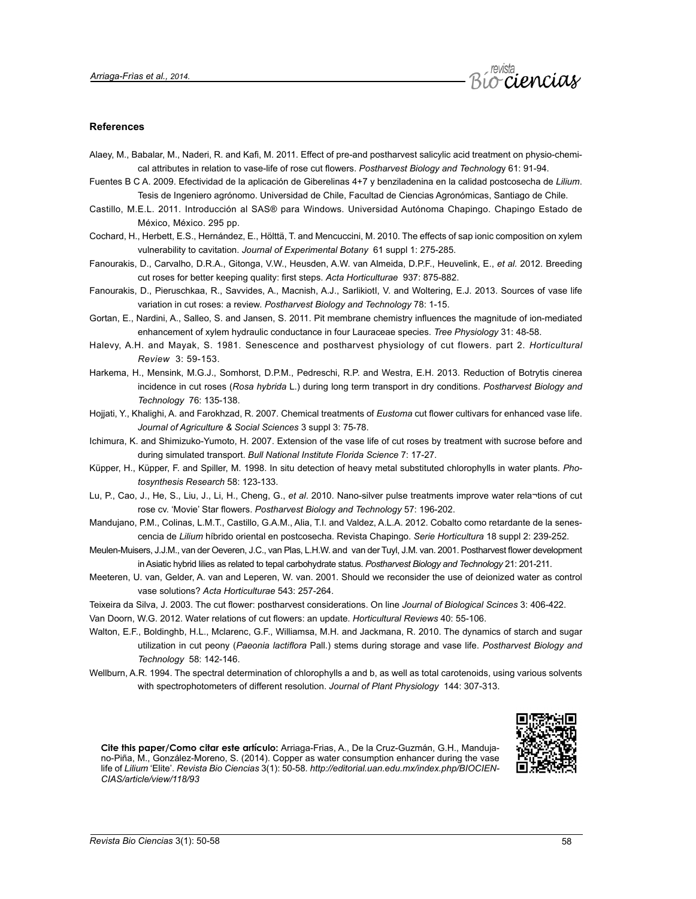## References

Alaey, M., Babalar, M., Naderi, R. and Kafi, M. 2011. Effect of pre-and postharvest salicylic acid treatment on physio-chemical attributes in relation to vase-life of rose cut flowers. *Postharvest Biology and Technology* 61: 91-94.

Fuentes B C A. 2009. Efectividad de la aplicación de Giberelinas 4+7 y benziladenina en la calidad postcosecha de *Lilium*. Tesis de Ingeniero agrónomo. Universidad de Chile, Facultad de Ciencias Agronómicas, Santiago de Chile.

Castillo, M.E.L. 2011. Introducción al SAS® para Windows. Universidad Autónoma Chapingo. Chapingo Estado de México, México. 295 pp.

Cochard, H., Herbett, E.S., Hernández, E., Hölttä, T. and Mencuccini, M. 2010. The effects of sap ionic composition on xylem vulnerability to cavitation. *Journal of Experimental Botany* 61 suppl 1: 275-285.

Fanourakis, D., Carvalho, D.R.A., Gitonga, V.W., Heusden, A.W. van Almeida, D.P.F., Heuvelink, E., *et al.* 2012. Breeding cut roses for better keeping quality: first steps. *Acta Horticulturae* 937: 875-882.

Fanourakis, D., Pieruschkaa, R., Savvides, A., Macnish, A.J., Sarlikiotl, V. and Woltering, E.J. 2013. Sources of vase life variation in cut roses: a review. *Postharvest Biology and Technology* 78: 1-15.

Gortan, E., Nardini, A., Salleo, S. and Jansen, S. 2011. Pit membrane chemistry influences the magnitude of ion-mediated enhancement of xylem hydraulic conductance in four Lauraceae species. *Tree Physiology* 31: 48-58.

Halevy, A.H. and Mayak, S. 1981. Senescence and postharvest physiology of cut flowers. part 2. *Horticultural Review* 3: 59-153.

Harkema, H., Mensink, M.G.J., Somhorst, D.P.M., Pedreschi, R.P. and Westra, E.H. 2013. Reduction of Botrytis cinerea incidence in cut roses (*Rosa hybrida* L.) during long term transport in dry conditions. *Postharvest Biology and Technology* 76: 135-138.

Hojjati, Y., Khalighi, A. and Farokhzad, R. 2007. Chemical treatments of *Eustoma* cut flower cultivars for enhanced vase life. *Journal of Agriculture & Social Sciences* 3 suppl 3: 75-78.

Ichimura, K. and Shimizuko-Yumoto, H. 2007. Extension of the vase life of cut roses by treatment with sucrose before and during simulated transport. *Bull National Institute Florida Science* 7: 17-27.

Küpper, H., Küpper, F. and Spiller, M. 1998. In situ detection of heavy metal substituted chlorophylls in water plants. *Photosynthesis Research* 58: 123-133.

Lu, P., Cao, J., He, S., Liu, J., Li, H., Cheng, G., *et al*. 2010. Nano-silver pulse treatments improve water rela¬tions of cut rose cv. 'Movie' Star flowers. *Postharvest Biology and Technology* 57: 196-202.

Mandujano, P.M., Colinas, L.M.T., Castillo, G.A.M., Alia, T.I. and Valdez, A.L.A. 2012. Cobalto como retardante de la senescencia de *Lilium* híbrido oriental en postcosecha. Revista Chapingo. *Serie Horticultura* 18 suppl 2: 239-252.

Meulen-Muisers, J.J.M., van der Oeveren, J.C., van Plas, L.H.W. and van der Tuyl, J.M. van. 2001. Postharvest flower development in Asiatic hybrid lilies as related to tepal carbohydrate status. *Postharvest Biology and Technology* 21: 201-211.

Meeteren, U. van, Gelder, A. van and Leperen, W. van. 2001. Should we reconsider the use of deionized water as control vase solutions? *Acta Horticulturae* 543: 257-264.

Teixeira da Silva, J. 2003. The cut flower: postharvest considerations. On line *Journal of Biological Scinces* 3: 406-422.

Van Doorn, W.G. 2012. Water relations of cut flowers: an update. *Horticultural Reviews* 40: 55-106.

Walton, E.F., Boldinghb, H.L., Mclarenc, G.F., Williamsa, M.H. and Jackmana, R. 2010. The dynamics of starch and sugar utilization in cut peony (*Paeonia lactiflora* Pall.) stems during storage and vase life. *Postharvest Biology and Technology* 58: 142-146.

Wellburn, A.R. 1994. The spectral determination of chlorophylls a and b, as well as total carotenoids, using various solvents with spectrophotometers of different resolution. *Journal of Plant Physiology* 144: 307-313.

**Cite this paper/Como citar este artículo:** Arriaga-Frias, A., De la Cruz-Guzmán, G.H., Mandujano-Piña, M., González-Moreno, S. (2014). Copper as water consumption enhancer during the vase life of *Lilium* 'Elite'. *Revista Bio Ciencias* 3(1): 50-58. *http://editorial.uan.edu.mx/index.php/BIOCIENCIAS/article/view/118/93*